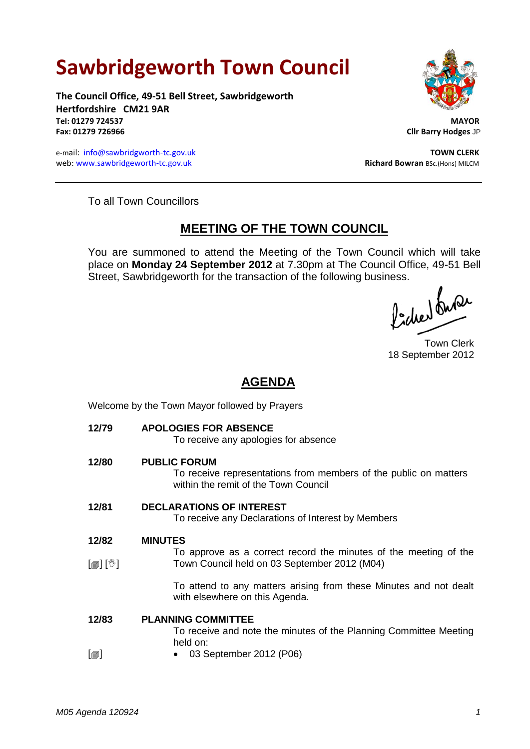# Sawbridgeworth Town Council

**The Council Office, 49-51 Bell Street, Sawbridgeworth**
**Hertfordshire CM21 9AR**
**Tel: 01279 724537**
**Fax: 01279 726966**

**MAYOR**
**Cllr Barry Hodges** JP

e-mail: info@sawbridgeworth-tc.gov.uk
web: www.sawbridgeworth-tc.gov.uk

**TOWN CLERK**
**Richard Bowran** BSc.(Hons) MILCM

To all Town Councillors

## MEETING OF THE TOWN COUNCIL

You are summoned to attend the Meeting of the Town Council which will take place on **Monday 24 September 2012** at 7.30pm at The Council Office, 49-51 Bell Street, Sawbridgeworth for the transaction of the following business.

Town Clerk
18 September 2012

## AGENDA

Welcome by the Town Mayor followed by Prayers

**12/79 APOLOGIES FOR ABSENCE**

To receive any apologies for absence

**12/80 PUBLIC FORUM**

To receive representations from members of the public on matters within the remit of the Town Council

**12/81 DECLARATIONS OF INTEREST**

To receive any Declarations of Interest by Members

**12/82 MINUTES**

[▤] [✋] To approve as a correct record the minutes of the meeting of the Town Council held on 03 September 2012 (M04)

To attend to any matters arising from these Minutes and not dealt with elsewhere on this Agenda.

**12/83 PLANNING COMMITTEE**

To receive and note the minutes of the Planning Committee Meeting held on:

[▤]
- 03 September 2012 (P06)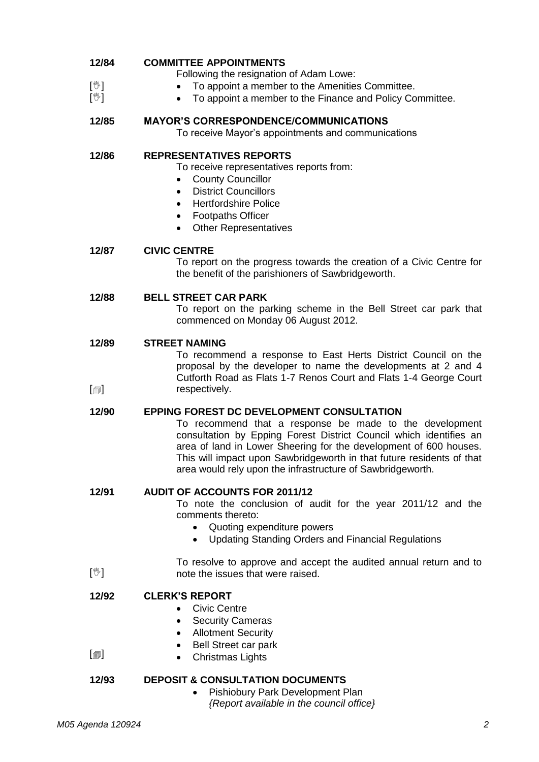**12/84 COMMITTEE APPOINTMENTS**

Following the resignation of Adam Lowe:

[✋] • To appoint a member to the Amenities Committee.
[✋] • To appoint a member to the Finance and Policy Committee.

**12/85 MAYOR'S CORRESPONDENCE/COMMUNICATIONS**

To receive Mayor's appointments and communications

**12/86 REPRESENTATIVES REPORTS**

To receive representatives reports from:

- County Councillor
- District Councillors
- Hertfordshire Police
- Footpaths Officer
- Other Representatives

**12/87 CIVIC CENTRE**

To report on the progress towards the creation of a Civic Centre for the benefit of the parishioners of Sawbridgeworth.

**12/88 BELL STREET CAR PARK**

To report on the parking scheme in the Bell Street car park that commenced on Monday 06 August 2012.

**12/89 STREET NAMING**

[📄] To recommend a response to East Herts District Council on the proposal by the developer to name the developments at 2 and 4 Cutforth Road as Flats 1-7 Renos Court and Flats 1-4 George Court respectively.

**12/90 EPPING FOREST DC DEVELOPMENT CONSULTATION**

To recommend that a response be made to the development consultation by Epping Forest District Council which identifies an area of land in Lower Sheering for the development of 600 houses. This will impact upon Sawbridgeworth in that future residents of that area would rely upon the infrastructure of Sawbridgeworth.

**12/91 AUDIT OF ACCOUNTS FOR 2011/12**

To note the conclusion of audit for the year 2011/12 and the comments thereto:

- Quoting expenditure powers
- Updating Standing Orders and Financial Regulations

[✋] To resolve to approve and accept the audited annual return and to note the issues that were raised.

**12/92 CLERK'S REPORT**

[📄]

- Civic Centre
- Security Cameras
- Allotment Security
- Bell Street car park
- Christmas Lights

**12/93 DEPOSIT & CONSULTATION DOCUMENTS**

- Pishiobury Park Development Plan
  *{Report available in the council office}*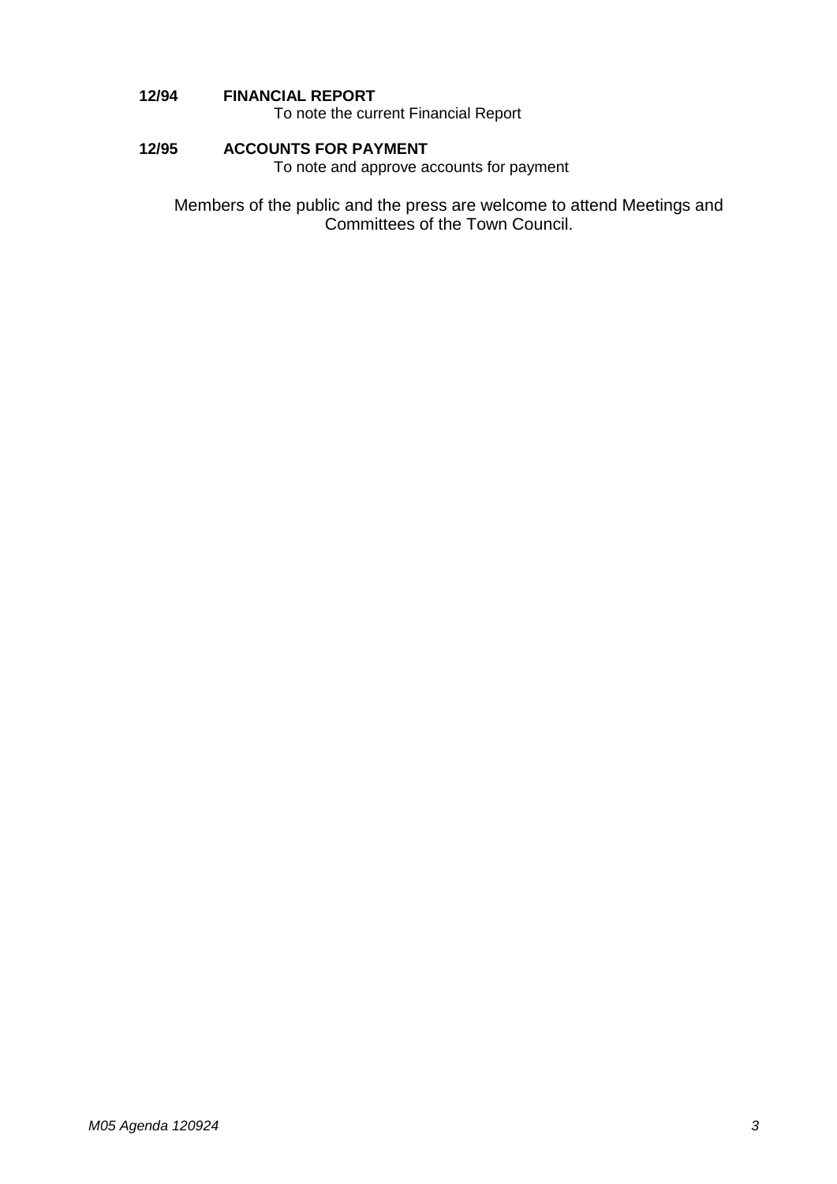**12/94 FINANCIAL REPORT**

To note the current Financial Report

**12/95 ACCOUNTS FOR PAYMENT**

To note and approve accounts for payment

Members of the public and the press are welcome to attend Meetings and Committees of the Town Council.